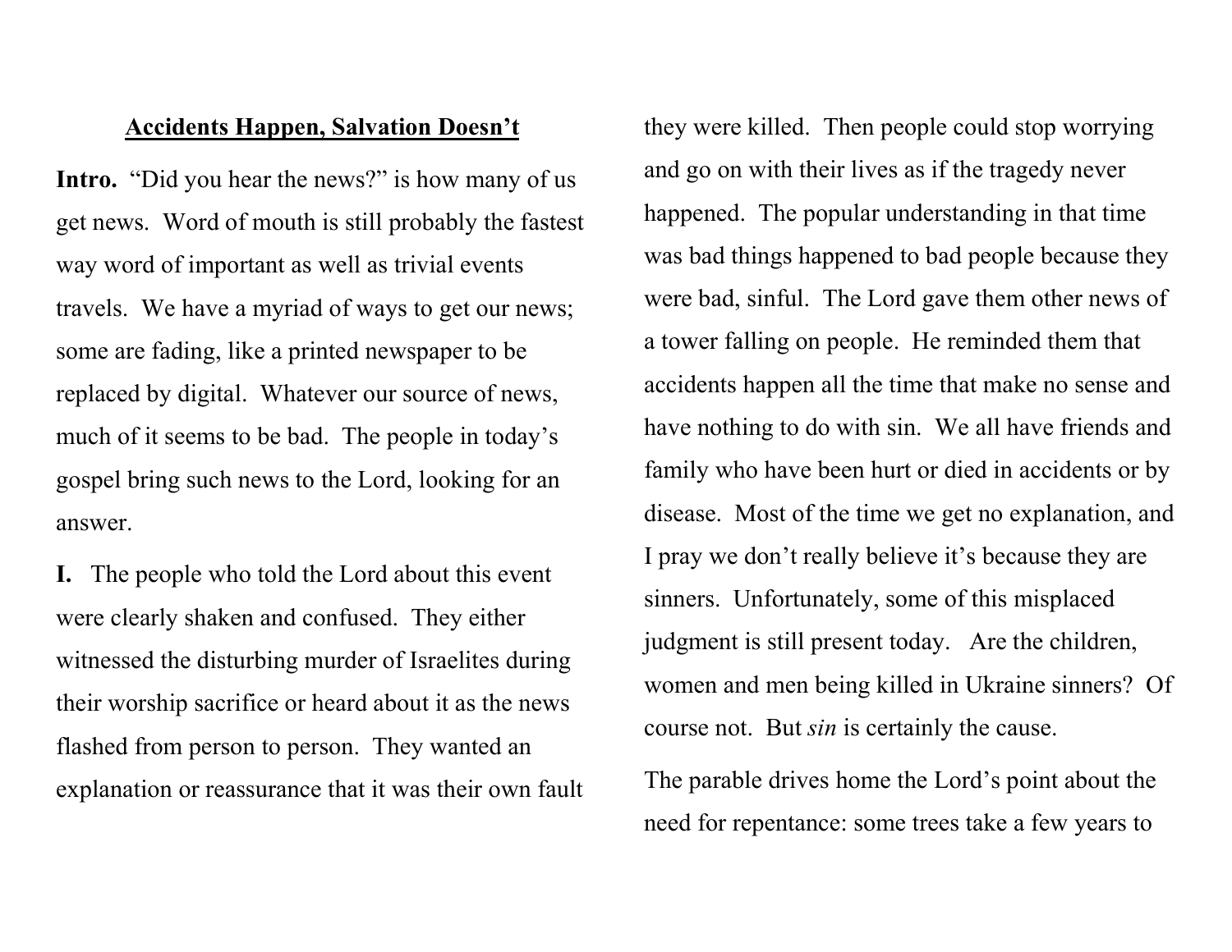## **Accidents Happen, Salvation Doesn't**

**Intro.** "Did you hear the news?" is how many of us get news. Word of mouth is still probably the fastest way word of important as well as trivial events travels. We have a myriad of ways to get our news; some are fading, like a printed newspaper to be replaced by digital. Whatever our source of news, much of it seems to be bad. The people in today's gospel bring such news to the Lord, looking for an answer.

**I.** The people who told the Lord about this event were clearly shaken and confused. They either witnessed the disturbing murder of Israelites during their worship sacrifice or heard about it as the news flashed from person to person. They wanted an explanation or reassurance that it was their own fault they were killed. Then people could stop worrying and go on with their lives as if the tragedy never happened. The popular understanding in that time was bad things happened to bad people because they were bad, sinful. The Lord gave them other news of a tower falling on people. He reminded them that accidents happen all the time that make no sense and have nothing to do with sin. We all have friends and family who have been hurt or died in accidents or by disease. Most of the time we get no explanation, and I pray we don't really believe it's because they are sinners. Unfortunately, some of this misplaced judgment is still present today. Are the children, women and men being killed in Ukraine sinners? Of course not. But *sin* is certainly the cause.

The parable drives home the Lord's point about the need for repentance: some trees take a few years to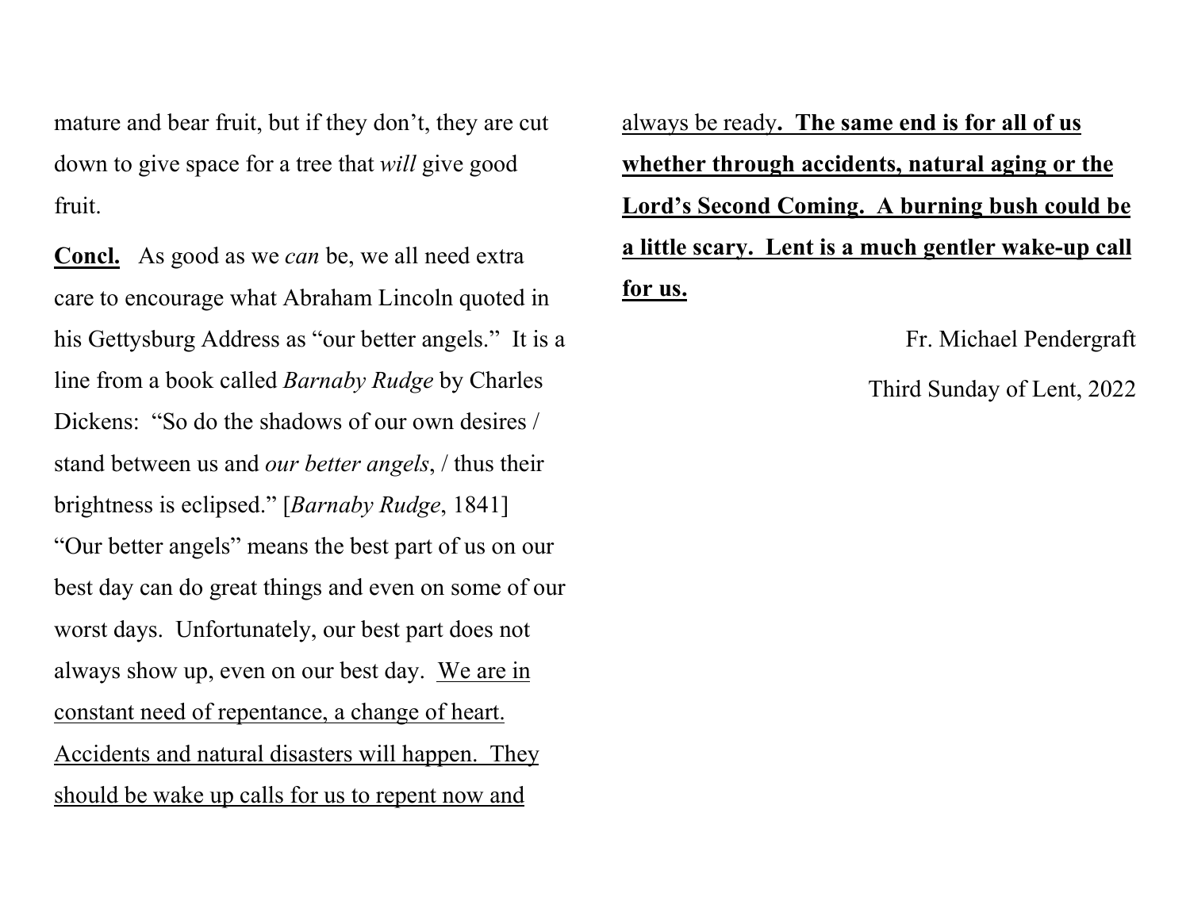mature and bear fruit, but if they don't, they are cut down to give space for a tree that *will* give good fruit.

<u>**Concl.**</u> As good as we *can* be, we all need extra care to encourage what Abraham Lincoln quoted in his Gettysburg Address as "our better angels." It is a line from a book called *Barnaby Rudge* by Charles Dickens: "So do the shadows of our own desires / stand between us and *our better angels*, / thus their brightness is eclipsed." [*Barnaby Rudge*, 1841] "Our better angels" means the best part of us on our best day can do great things and even on some of our worst days. Unfortunately, our best part does not always show up, even on our best day. <u>We are in constant need of repentance, a change of heart. Accidents and natural disasters will happen. They should be wake up calls for us to repent now and always be ready</u>**<u>. The same end is for all of us whether through accidents, natural aging or the Lord's Second Coming. A burning bush could be a little scary. Lent is a much gentler wake-up call for us.</u>**

Fr. Michael Pendergraft

Third Sunday of Lent, 2022